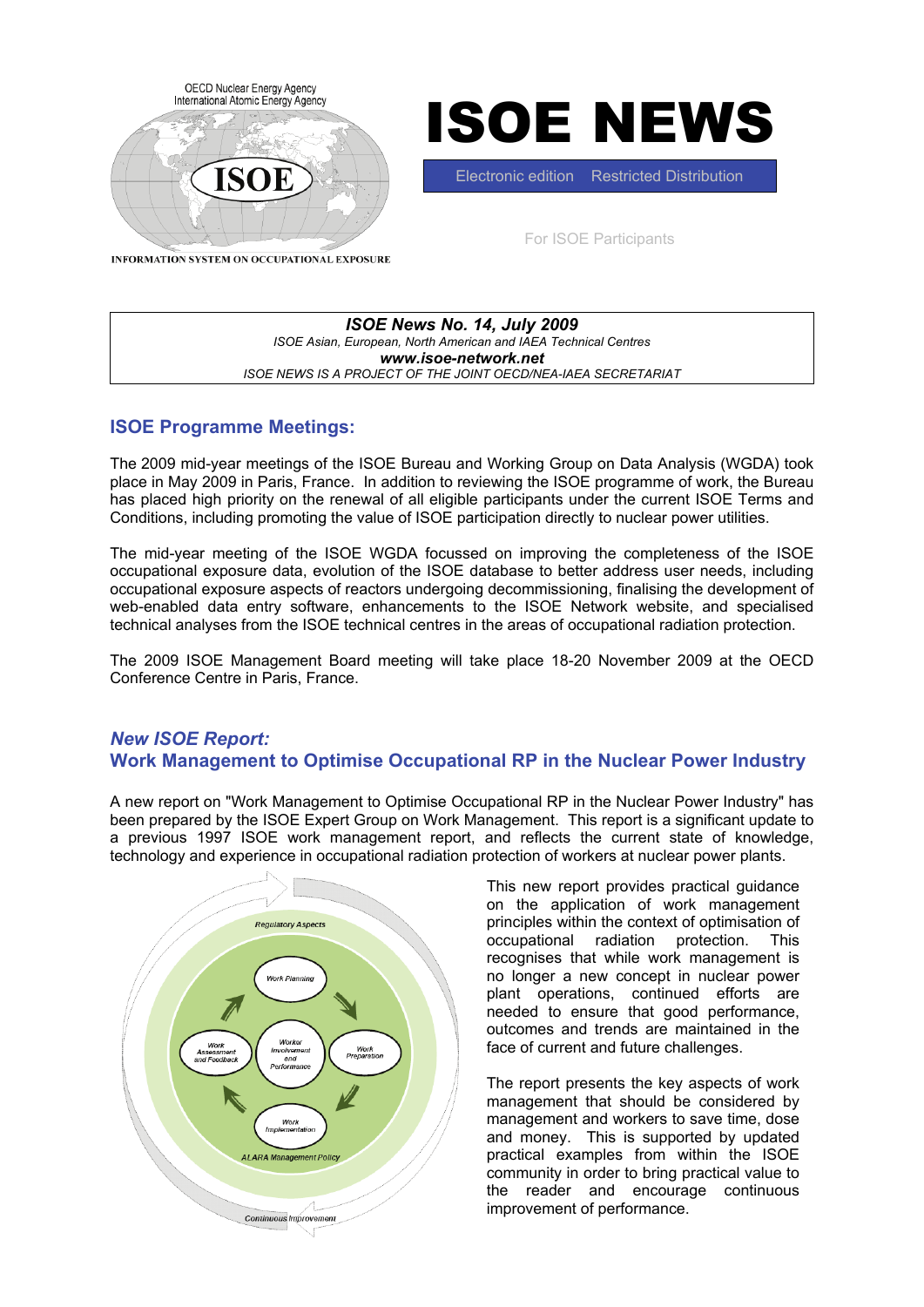OECD Nuclear Energy Agency
International Atomic Energy Agency

ISOE

INFORMATION SYSTEM ON OCCUPATIONAL EXPOSURE

# ISOE NEWS

Electronic edition Restricted Distribution

For ISOE Participants

***ISOE News No. 14, July 2009***
*ISOE Asian, European, North American and IAEA Technical Centres*
***www.isoe-network.net***
*ISOE NEWS IS A PROJECT OF THE JOINT OECD/NEA-IAEA SECRETARIAT*

## ISOE Programme Meetings:

The 2009 mid-year meetings of the ISOE Bureau and Working Group on Data Analysis (WGDA) took place in May 2009 in Paris, France. In addition to reviewing the ISOE programme of work, the Bureau has placed high priority on the renewal of all eligible participants under the current ISOE Terms and Conditions, including promoting the value of ISOE participation directly to nuclear power utilities.

The mid-year meeting of the ISOE WGDA focussed on improving the completeness of the ISOE occupational exposure data, evolution of the ISOE database to better address user needs, including occupational exposure aspects of reactors undergoing decommissioning, finalising the development of web-enabled data entry software, enhancements to the ISOE Network website, and specialised technical analyses from the ISOE technical centres in the areas of occupational radiation protection.

The 2009 ISOE Management Board meeting will take place 18-20 November 2009 at the OECD Conference Centre in Paris, France.

## *New ISOE Report:* Work Management to Optimise Occupational RP in the Nuclear Power Industry

A new report on "Work Management to Optimise Occupational RP in the Nuclear Power Industry" has been prepared by the ISOE Expert Group on Work Management. This report is a significant update to a previous 1997 ISOE work management report, and reflects the current state of knowledge, technology and experience in occupational radiation protection of workers at nuclear power plants.

Regulatory Aspects – Work Planning – Work Preparation – Work Implementation – Work Assessment and Feedback – Worker Involvement and Performance – ALARA Management Policy – Continuous Improvement

This new report provides practical guidance on the application of work management principles within the context of optimisation of occupational radiation protection. This recognises that while work management is no longer a new concept in nuclear power plant operations, continued efforts are needed to ensure that good performance, outcomes and trends are maintained in the face of current and future challenges.

The report presents the key aspects of work management that should be considered by management and workers to save time, dose and money. This is supported by updated practical examples from within the ISOE community in order to bring practical value to the reader and encourage continuous improvement of performance.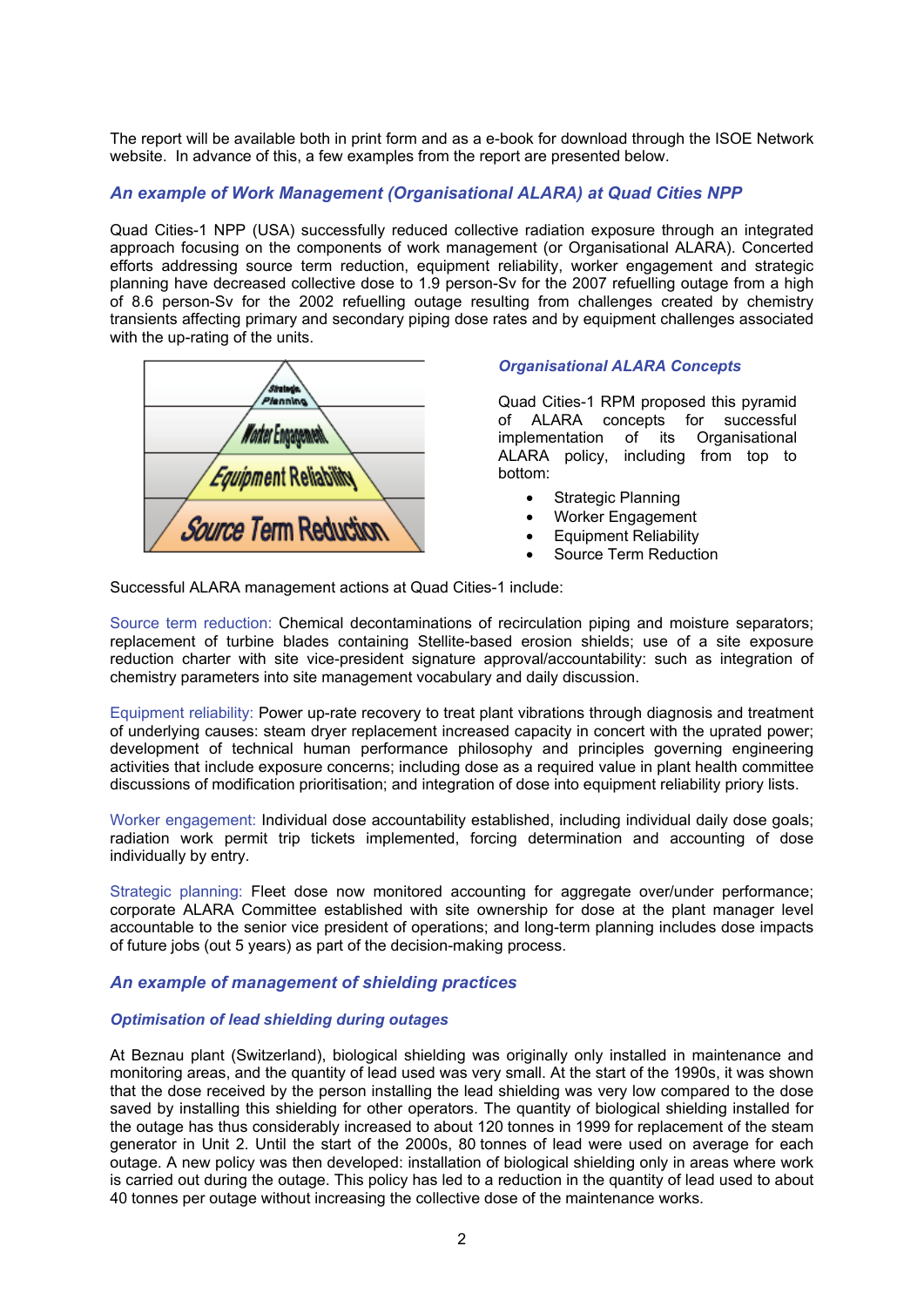The report will be available both in print form and as a e-book for download through the ISOE Network website. In advance of this, a few examples from the report are presented below.

### *An example of Work Management (Organisational ALARA) at Quad Cities NPP*

Quad Cities-1 NPP (USA) successfully reduced collective radiation exposure through an integrated approach focusing on the components of work management (or Organisational ALARA). Concerted efforts addressing source term reduction, equipment reliability, worker engagement and strategic planning have decreased collective dose to 1.9 person-Sv for the 2007 refuelling outage from a high of 8.6 person-Sv for the 2002 refuelling outage resulting from challenges created by chemistry transients affecting primary and secondary piping dose rates and by equipment challenges associated with the up-rating of the units.

#### *Organisational ALARA Concepts*

Quad Cities-1 RPM proposed this pyramid of ALARA concepts for successful implementation of its Organisational ALARA policy, including from top to bottom:

- Strategic Planning
- Worker Engagement
- Equipment Reliability
- Source Term Reduction

Successful ALARA management actions at Quad Cities-1 include:

Source term reduction: Chemical decontaminations of recirculation piping and moisture separators; replacement of turbine blades containing Stellite-based erosion shields; use of a site exposure reduction charter with site vice-president signature approval/accountability: such as integration of chemistry parameters into site management vocabulary and daily discussion.

Equipment reliability: Power up-rate recovery to treat plant vibrations through diagnosis and treatment of underlying causes: steam dryer replacement increased capacity in concert with the uprated power; development of technical human performance philosophy and principles governing engineering activities that include exposure concerns; including dose as a required value in plant health committee discussions of modification prioritisation; and integration of dose into equipment reliability priory lists.

Worker engagement: Individual dose accountability established, including individual daily dose goals; radiation work permit trip tickets implemented, forcing determination and accounting of dose individually by entry.

Strategic planning: Fleet dose now monitored accounting for aggregate over/under performance; corporate ALARA Committee established with site ownership for dose at the plant manager level accountable to the senior vice president of operations; and long-term planning includes dose impacts of future jobs (out 5 years) as part of the decision-making process.

### *An example of management of shielding practices*

#### *Optimisation of lead shielding during outages*

At Beznau plant (Switzerland), biological shielding was originally only installed in maintenance and monitoring areas, and the quantity of lead used was very small. At the start of the 1990s, it was shown that the dose received by the person installing the lead shielding was very low compared to the dose saved by installing this shielding for other operators. The quantity of biological shielding installed for the outage has thus considerably increased to about 120 tonnes in 1999 for replacement of the steam generator in Unit 2. Until the start of the 2000s, 80 tonnes of lead were used on average for each outage. A new policy was then developed: installation of biological shielding only in areas where work is carried out during the outage. This policy has led to a reduction in the quantity of lead used to about 40 tonnes per outage without increasing the collective dose of the maintenance works.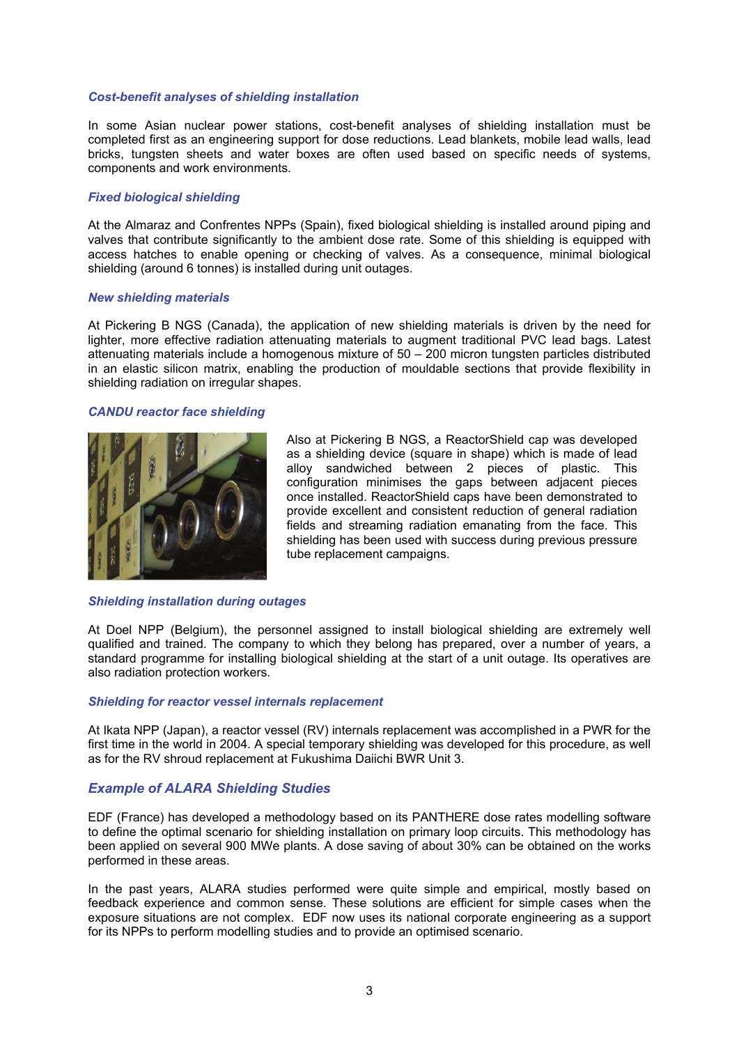### *Cost-benefit analyses of shielding installation*

In some Asian nuclear power stations, cost-benefit analyses of shielding installation must be completed first as an engineering support for dose reductions. Lead blankets, mobile lead walls, lead bricks, tungsten sheets and water boxes are often used based on specific needs of systems, components and work environments.

### *Fixed biological shielding*

At the Almaraz and Confrentes NPPs (Spain), fixed biological shielding is installed around piping and valves that contribute significantly to the ambient dose rate. Some of this shielding is equipped with access hatches to enable opening or checking of valves. As a consequence, minimal biological shielding (around 6 tonnes) is installed during unit outages.

### *New shielding materials*

At Pickering B NGS (Canada), the application of new shielding materials is driven by the need for lighter, more effective radiation attenuating materials to augment traditional PVC lead bags. Latest attenuating materials include a homogenous mixture of 50 – 200 micron tungsten particles distributed in an elastic silicon matrix, enabling the production of mouldable sections that provide flexibility in shielding radiation on irregular shapes.

### *CANDU reactor face shielding*

Also at Pickering B NGS, a ReactorShield cap was developed as a shielding device (square in shape) which is made of lead alloy sandwiched between 2 pieces of plastic. This configuration minimises the gaps between adjacent pieces once installed. ReactorShield caps have been demonstrated to provide excellent and consistent reduction of general radiation fields and streaming radiation emanating from the face. This shielding has been used with success during previous pressure tube replacement campaigns.

### *Shielding installation during outages*

At Doel NPP (Belgium), the personnel assigned to install biological shielding are extremely well qualified and trained. The company to which they belong has prepared, over a number of years, a standard programme for installing biological shielding at the start of a unit outage. Its operatives are also radiation protection workers.

### *Shielding for reactor vessel internals replacement*

At Ikata NPP (Japan), a reactor vessel (RV) internals replacement was accomplished in a PWR for the first time in the world in 2004. A special temporary shielding was developed for this procedure, as well as for the RV shroud replacement at Fukushima Daiichi BWR Unit 3.

## *Example of ALARA Shielding Studies*

EDF (France) has developed a methodology based on its PANTHERE dose rates modelling software to define the optimal scenario for shielding installation on primary loop circuits. This methodology has been applied on several 900 MWe plants. A dose saving of about 30% can be obtained on the works performed in these areas.

In the past years, ALARA studies performed were quite simple and empirical, mostly based on feedback experience and common sense. These solutions are efficient for simple cases when the exposure situations are not complex. EDF now uses its national corporate engineering as a support for its NPPs to perform modelling studies and to provide an optimised scenario.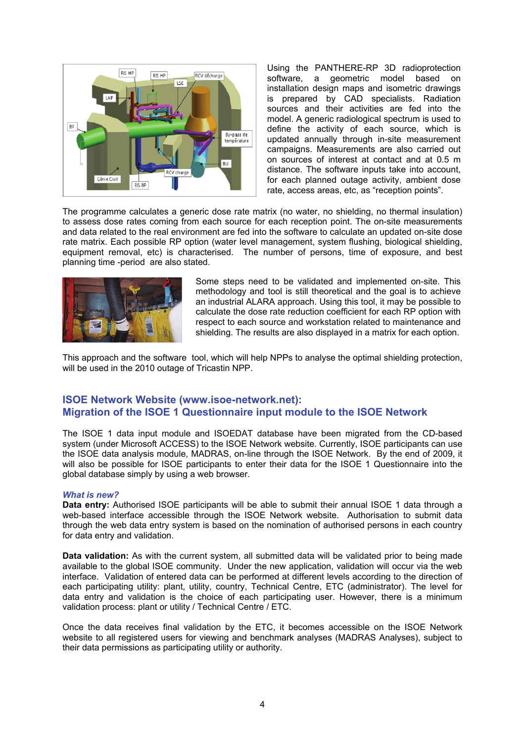Using the PANTHERE-RP 3D radioprotection software, a geometric model based on installation design maps and isometric drawings is prepared by CAD specialists. Radiation sources and their activities are fed into the model. A generic radiological spectrum is used to define the activity of each source, which is updated annually through in-site measurement campaigns. Measurements are also carried out on sources of interest at contact and at 0.5 m distance. The software inputs take into account, for each planned outage activity, ambient dose rate, access areas, etc, as "reception points".

The programme calculates a generic dose rate matrix (no water, no shielding, no thermal insulation) to assess dose rates coming from each source for each reception point. The on-site measurements and data related to the real environment are fed into the software to calculate an updated on-site dose rate matrix. Each possible RP option (water level management, system flushing, biological shielding, equipment removal, etc) is characterised. The number of persons, time of exposure, and best planning time -period are also stated.

Some steps need to be validated and implemented on-site. This methodology and tool is still theoretical and the goal is to achieve an industrial ALARA approach. Using this tool, it may be possible to calculate the dose rate reduction coefficient for each RP option with respect to each source and workstation related to maintenance and shielding. The results are also displayed in a matrix for each option.

This approach and the software tool, which will help NPPs to analyse the optimal shielding protection, will be used in the 2010 outage of Tricastin NPP.

## ISOE Network Website (www.isoe-network.net): Migration of the ISOE 1 Questionnaire input module to the ISOE Network

The ISOE 1 data input module and ISOEDAT database have been migrated from the CD-based system (under Microsoft ACCESS) to the ISOE Network website. Currently, ISOE participants can use the ISOE data analysis module, MADRAS, on-line through the ISOE Network. By the end of 2009, it will also be possible for ISOE participants to enter their data for the ISOE 1 Questionnaire into the global database simply by using a web browser.

### *What is new?*

**Data entry:** Authorised ISOE participants will be able to submit their annual ISOE 1 data through a web-based interface accessible through the ISOE Network website. Authorisation to submit data through the web data entry system is based on the nomination of authorised persons in each country for data entry and validation.

**Data validation:** As with the current system, all submitted data will be validated prior to being made available to the global ISOE community. Under the new application, validation will occur via the web interface. Validation of entered data can be performed at different levels according to the direction of each participating utility: plant, utility, country, Technical Centre, ETC (administrator). The level for data entry and validation is the choice of each participating user. However, there is a minimum validation process: plant or utility / Technical Centre / ETC.

Once the data receives final validation by the ETC, it becomes accessible on the ISOE Network website to all registered users for viewing and benchmark analyses (MADRAS Analyses), subject to their data permissions as participating utility or authority.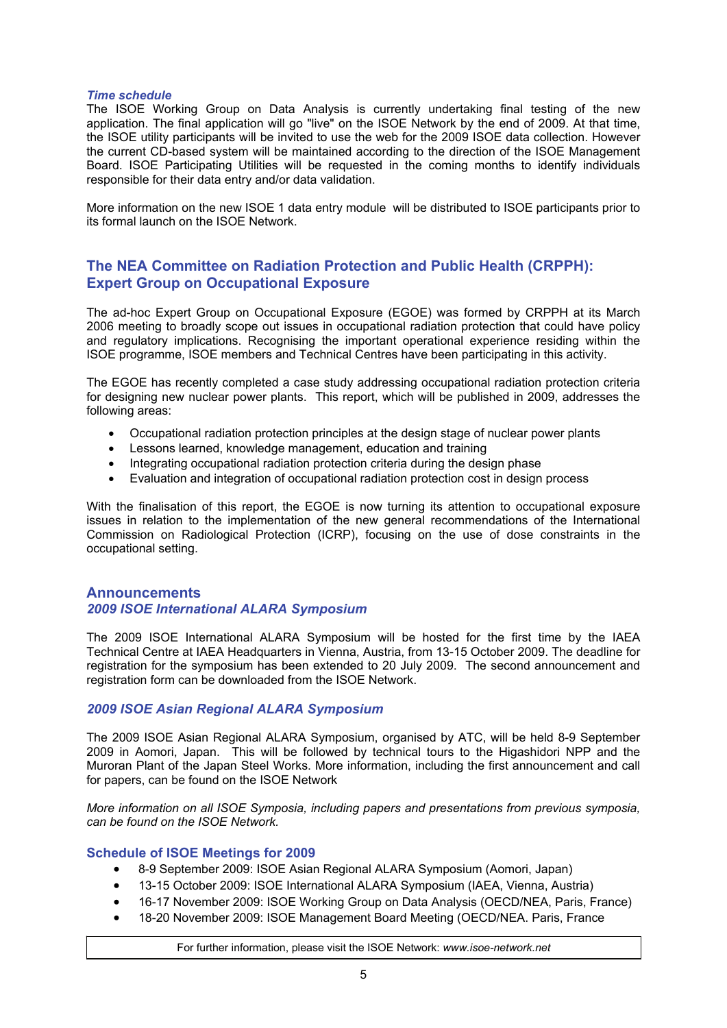### *Time schedule*

The ISOE Working Group on Data Analysis is currently undertaking final testing of the new application. The final application will go "live" on the ISOE Network by the end of 2009. At that time, the ISOE utility participants will be invited to use the web for the 2009 ISOE data collection. However the current CD-based system will be maintained according to the direction of the ISOE Management Board. ISOE Participating Utilities will be requested in the coming months to identify individuals responsible for their data entry and/or data validation.

More information on the new ISOE 1 data entry module will be distributed to ISOE participants prior to its formal launch on the ISOE Network.

## The NEA Committee on Radiation Protection and Public Health (CRPPH): Expert Group on Occupational Exposure

The ad-hoc Expert Group on Occupational Exposure (EGOE) was formed by CRPPH at its March 2006 meeting to broadly scope out issues in occupational radiation protection that could have policy and regulatory implications. Recognising the important operational experience residing within the ISOE programme, ISOE members and Technical Centres have been participating in this activity.

The EGOE has recently completed a case study addressing occupational radiation protection criteria for designing new nuclear power plants. This report, which will be published in 2009, addresses the following areas:

- Occupational radiation protection principles at the design stage of nuclear power plants
- Lessons learned, knowledge management, education and training
- Integrating occupational radiation protection criteria during the design phase
- Evaluation and integration of occupational radiation protection cost in design process

With the finalisation of this report, the EGOE is now turning its attention to occupational exposure issues in relation to the implementation of the new general recommendations of the International Commission on Radiological Protection (ICRP), focusing on the use of dose constraints in the occupational setting.

## Announcements

### *2009 ISOE International ALARA Symposium*

The 2009 ISOE International ALARA Symposium will be hosted for the first time by the IAEA Technical Centre at IAEA Headquarters in Vienna, Austria, from 13-15 October 2009. The deadline for registration for the symposium has been extended to 20 July 2009. The second announcement and registration form can be downloaded from the ISOE Network.

### *2009 ISOE Asian Regional ALARA Symposium*

The 2009 ISOE Asian Regional ALARA Symposium, organised by ATC, will be held 8-9 September 2009 in Aomori, Japan. This will be followed by technical tours to the Higashidori NPP and the Muroran Plant of the Japan Steel Works. More information, including the first announcement and call for papers, can be found on the ISOE Network

*More information on all ISOE Symposia, including papers and presentations from previous symposia, can be found on the ISOE Network.*

### Schedule of ISOE Meetings for 2009

- 8-9 September 2009: ISOE Asian Regional ALARA Symposium (Aomori, Japan)
- 13-15 October 2009: ISOE International ALARA Symposium (IAEA, Vienna, Austria)
- 16-17 November 2009: ISOE Working Group on Data Analysis (OECD/NEA, Paris, France)
- 18-20 November 2009: ISOE Management Board Meeting (OECD/NEA. Paris, France

For further information, please visit the ISOE Network: *www.isoe-network.net*